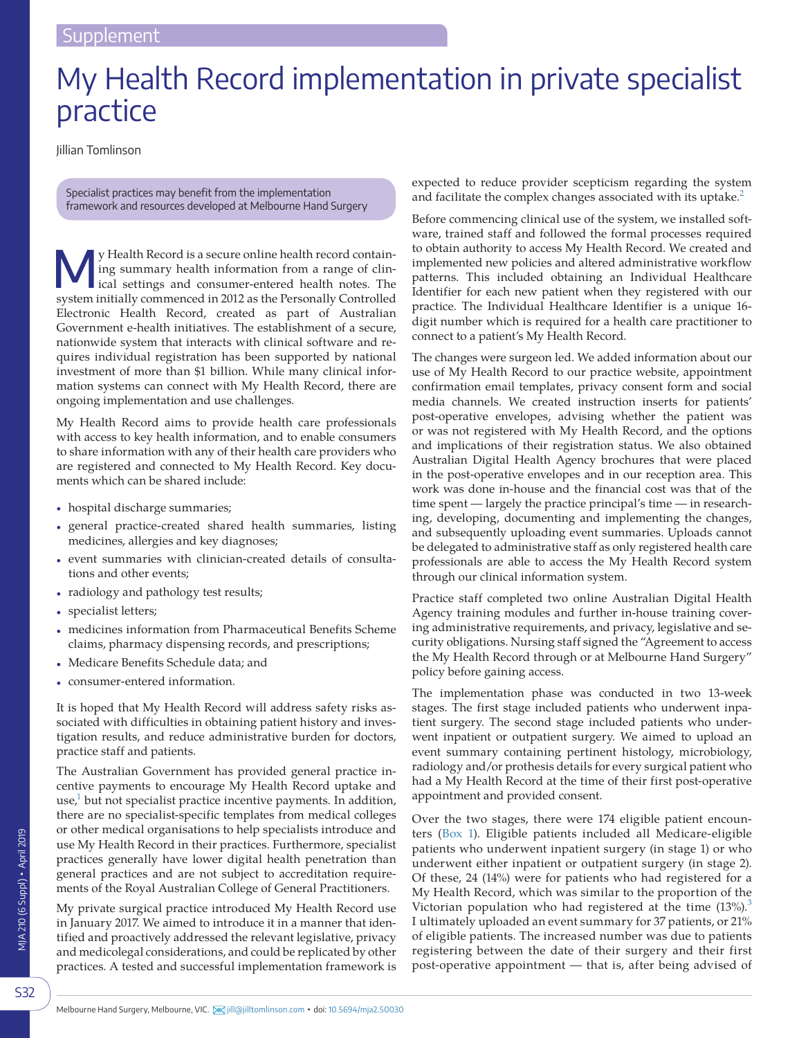Supplement

# My Health Record implementation in private specialist practice

Jillian Tomlinson

Specialist practices may benefit from the implementation framework and resources developed at Melbourne Hand Surgery

My Health Record is a secure online health record containing summary health information from a range of clinical settings and consumer-entered health notes. The system initially commenced in 2012 as the Personally Controlled Electronic Health Record, created as part of Australian Government e-health initiatives. The establishment of a secure, nationwide system that interacts with clinical software and requires individual registration has been supported by national investment of more than $1 billion. While many clinical information systems can connect with My Health Record, there are ongoing implementation and use challenges.

My Health Record aims to provide health care professionals with access to key health information, and to enable consumers to share information with any of their health care providers who are registered and connected to My Health Record. Key documents which can be shared include:

- hospital discharge summaries;
- general practice-created shared health summaries, listing medicines, allergies and key diagnoses;
- event summaries with clinician-created details of consultations and other events;
- radiology and pathology test results;
- specialist letters;
- medicines information from Pharmaceutical Benefits Scheme claims, pharmacy dispensing records, and prescriptions;
- Medicare Benefits Schedule data; and
- consumer-entered information.

It is hoped that My Health Record will address safety risks associated with difficulties in obtaining patient history and investigation results, and reduce administrative burden for doctors, practice staff and patients.

The Australian Government has provided general practice incentive payments to encourage My Health Record uptake and use,[1] but not specialist practice incentive payments. In addition, there are no specialist-specific templates from medical colleges or other medical organisations to help specialists introduce and use My Health Record in their practices. Furthermore, specialist practices generally have lower digital health penetration than general practices and are not subject to accreditation requirements of the Royal Australian College of General Practitioners.

My private surgical practice introduced My Health Record use in January 2017. We aimed to introduce it in a manner that identified and proactively addressed the relevant legislative, privacy and medicolegal considerations, and could be replicated by other practices. A tested and successful implementation framework is expected to reduce provider scepticism regarding the system and facilitate the complex changes associated with its uptake.[2]

Before commencing clinical use of the system, we installed software, trained staff and followed the formal processes required to obtain authority to access My Health Record. We created and implemented new policies and altered administrative workflow patterns. This included obtaining an Individual Healthcare Identifier for each new patient when they registered with our practice. The Individual Healthcare Identifier is a unique 16-digit number which is required for a health care practitioner to connect to a patient's My Health Record.

The changes were surgeon led. We added information about our use of My Health Record to our practice website, appointment confirmation email templates, privacy consent form and social media channels. We created instruction inserts for patients' post-operative envelopes, advising whether the patient was or was not registered with My Health Record, and the options and implications of their registration status. We also obtained Australian Digital Health Agency brochures that were placed in the post-operative envelopes and in our reception area. This work was done in-house and the financial cost was that of the time spent — largely the practice principal's time — in researching, developing, documenting and implementing the changes, and subsequently uploading event summaries. Uploads cannot be delegated to administrative staff as only registered health care professionals are able to access the My Health Record system through our clinical information system.

Practice staff completed two online Australian Digital Health Agency training modules and further in-house training covering administrative requirements, and privacy, legislative and security obligations. Nursing staff signed the "Agreement to access the My Health Record through or at Melbourne Hand Surgery" policy before gaining access.

The implementation phase was conducted in two 13-week stages. The first stage included patients who underwent inpatient surgery. The second stage included patients who underwent inpatient or outpatient surgery. We aimed to upload an event summary containing pertinent histology, microbiology, radiology and/or prothesis details for every surgical patient who had a My Health Record at the time of their first post-operative appointment and provided consent.

Over the two stages, there were 174 eligible patient encounters (Box 1). Eligible patients included all Medicare-eligible patients who underwent inpatient surgery (in stage 1) or who underwent either inpatient or outpatient surgery (in stage 2). Of these, 24 (14%) were for patients who had registered for a My Health Record, which was similar to the proportion of the Victorian population who had registered at the time (13%).[3] I ultimately uploaded an event summary for 37 patients, or 21% of eligible patients. The increased number was due to patients registering between the date of their surgery and their first post-operative appointment — that is, after being advised of

Melbourne Hand Surgery, Melbourne, VIC. jill@jilltomlinson.com • doi: 10.5694/mja2.50030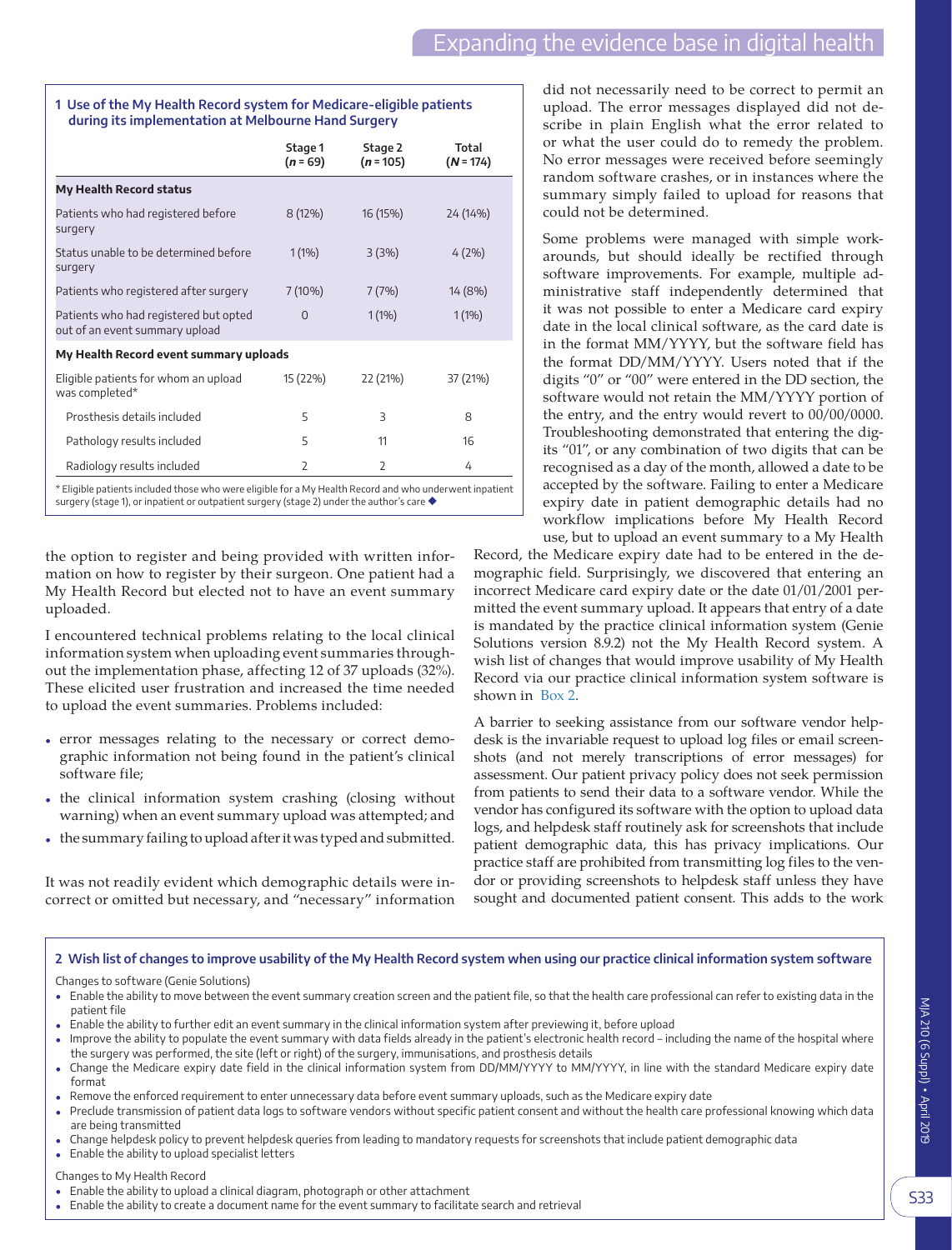**1 Use of the My Health Record system for Medicare-eligible patients during its implementation at Melbourne Hand Surgery**

| | Stage 1 ($n$ = 69) | Stage 2 ($n$ = 105) | Total ($N$ = 174) |
|---|---|---|---|
| **My Health Record status** | | | |
| Patients who had registered before surgery | 8 (12%) | 16 (15%) | 24 (14%) |
| Status unable to be determined before surgery | 1 (1%) | 3 (3%) | 4 (2%) |
| Patients who registered after surgery | 7 (10%) | 7 (7%) | 14 (8%) |
| Patients who had registered but opted out of an event summary upload | 0 | 1 (1%) | 1 (1%) |
| **My Health Record event summary uploads** | | | |
| Eligible patients for whom an upload was completed* | 15 (22%) | 22 (21%) | 37 (21%) |
| Prosthesis details included | 5 | 3 | 8 |
| Pathology results included | 5 | 11 | 16 |
| Radiology results included | 2 | 2 | 4 |

\* Eligible patients included those who were eligible for a My Health Record and who underwent inpatient surgery (stage 1), or inpatient or outpatient surgery (stage 2) under the author's care ◆

the option to register and being provided with written information on how to register by their surgeon. One patient had a My Health Record but elected not to have an event summary uploaded.

I encountered technical problems relating to the local clinical information system when uploading event summaries throughout the implementation phase, affecting 12 of 37 uploads (32%). These elicited user frustration and increased the time needed to upload the event summaries. Problems included:

- error messages relating to the necessary or correct demographic information not being found in the patient's clinical software file;
- the clinical information system crashing (closing without warning) when an event summary upload was attempted; and
- the summary failing to upload after it was typed and submitted.

It was not readily evident which demographic details were incorrect or omitted but necessary, and "necessary" information did not necessarily need to be correct to permit an upload. The error messages displayed did not describe in plain English what the error related to or what the user could do to remedy the problem. No error messages were received before seemingly random software crashes, or in instances where the summary simply failed to upload for reasons that could not be determined.

Some problems were managed with simple workarounds, but should ideally be rectified through software improvements. For example, multiple administrative staff independently determined that it was not possible to enter a Medicare card expiry date in the local clinical software, as the card date is in the format MM/YYYY, but the software field has the format DD/MM/YYYY. Users noted that if the digits "0" or "00" were entered in the DD section, the software would not retain the MM/YYYY portion of the entry, and the entry would revert to 00/00/0000. Troubleshooting demonstrated that entering the digits "01", or any combination of two digits that can be recognised as a day of the month, allowed a date to be accepted by the software. Failing to enter a Medicare expiry date in patient demographic details had no workflow implications before My Health Record use, but to upload an event summary to a My Health Record, the Medicare expiry date had to be entered in the demographic field. Surprisingly, we discovered that entering an incorrect Medicare card expiry date or the date 01/01/2001 permitted the event summary upload. It appears that entry of a date is mandated by the practice clinical information system (Genie Solutions version 8.9.2) not the My Health Record system. A wish list of changes that would improve usability of My Health Record via our practice clinical information system software is shown in Box 2.

A barrier to seeking assistance from our software vendor helpdesk is the invariable request to upload log files or email screenshots (and not merely transcriptions of error messages) for assessment. Our patient privacy policy does not seek permission from patients to send their data to a software vendor. While the vendor has configured its software with the option to upload data logs, and helpdesk staff routinely ask for screenshots that include patient demographic data, this has privacy implications. Our practice staff are prohibited from transmitting log files to the vendor or providing screenshots to helpdesk staff unless they have sought and documented patient consent. This adds to the work

**2 Wish list of changes to improve usability of the My Health Record system when using our practice clinical information system software**

Changes to software (Genie Solutions)

- Enable the ability to move between the event summary creation screen and the patient file, so that the health care professional can refer to existing data in the patient file
- Enable the ability to further edit an event summary in the clinical information system after previewing it, before upload
- Improve the ability to populate the event summary with data fields already in the patient's electronic health record – including the name of the hospital where the surgery was performed, the site (left or right) of the surgery, immunisations, and prosthesis details
- Change the Medicare expiry date field in the clinical information system from DD/MM/YYYY to MM/YYYY, in line with the standard Medicare expiry date format
- Remove the enforced requirement to enter unnecessary data before event summary uploads, such as the Medicare expiry date
- Preclude transmission of patient data logs to software vendors without specific patient consent and without the health care professional knowing which data are being transmitted
- Change helpdesk policy to prevent helpdesk queries from leading to mandatory requests for screenshots that include patient demographic data
- Enable the ability to upload specialist letters

Changes to My Health Record

- Enable the ability to upload a clinical diagram, photograph or other attachment
- Enable the ability to create a document name for the event summary to facilitate search and retrieval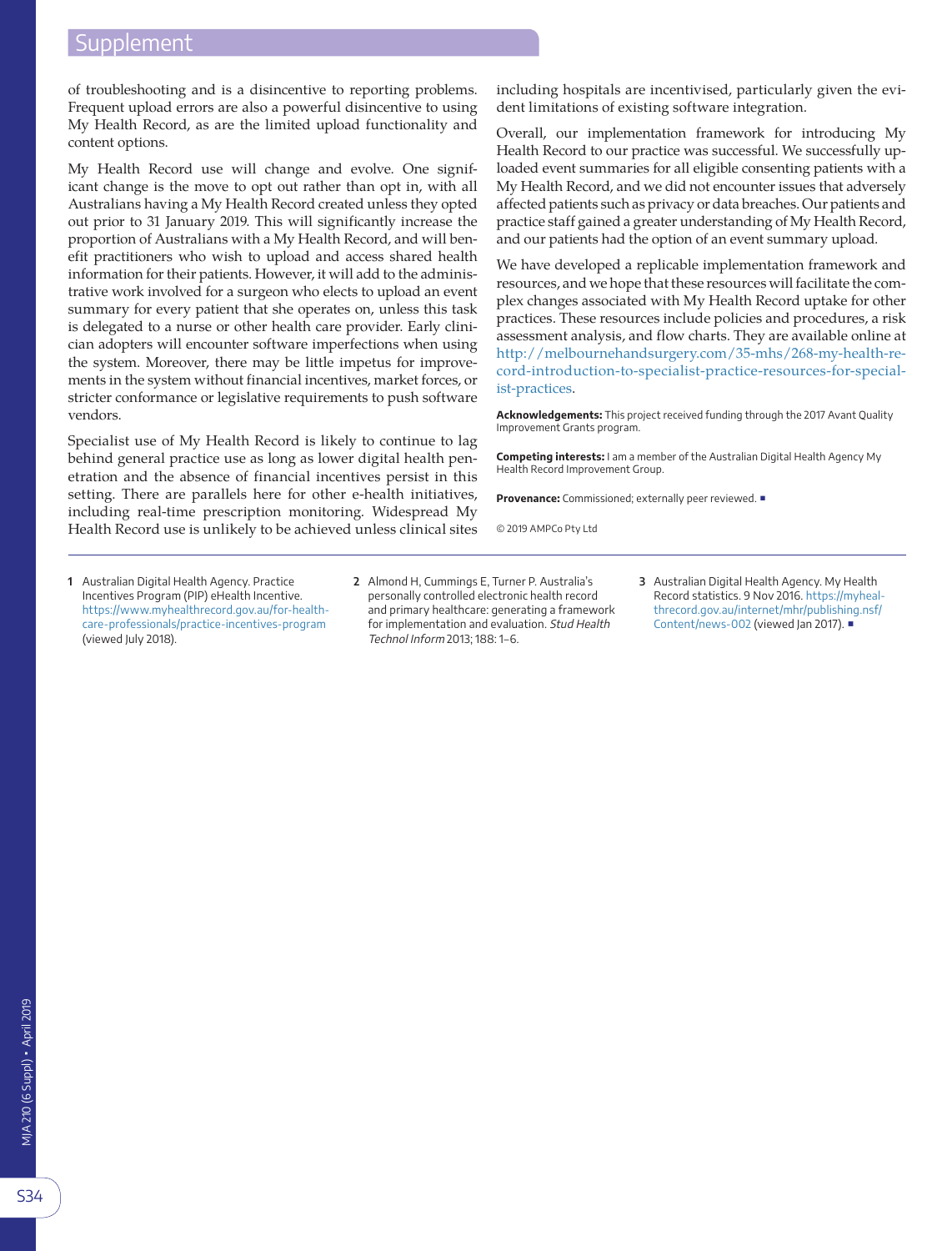of troubleshooting and is a disincentive to reporting problems. Frequent upload errors are also a powerful disincentive to using My Health Record, as are the limited upload functionality and content options.

My Health Record use will change and evolve. One significant change is the move to opt out rather than opt in, with all Australians having a My Health Record created unless they opted out prior to 31 January 2019. This will significantly increase the proportion of Australians with a My Health Record, and will benefit practitioners who wish to upload and access shared health information for their patients. However, it will add to the administrative work involved for a surgeon who elects to upload an event summary for every patient that she operates on, unless this task is delegated to a nurse or other health care provider. Early clinician adopters will encounter software imperfections when using the system. Moreover, there may be little impetus for improvements in the system without financial incentives, market forces, or stricter conformance or legislative requirements to push software vendors.

Specialist use of My Health Record is likely to continue to lag behind general practice use as long as lower digital health penetration and the absence of financial incentives persist in this setting. There are parallels here for other e-health initiatives, including real-time prescription monitoring. Widespread My Health Record use is unlikely to be achieved unless clinical sites including hospitals are incentivised, particularly given the evident limitations of existing software integration.

Overall, our implementation framework for introducing My Health Record to our practice was successful. We successfully uploaded event summaries for all eligible consenting patients with a My Health Record, and we did not encounter issues that adversely affected patients such as privacy or data breaches. Our patients and practice staff gained a greater understanding of My Health Record, and our patients had the option of an event summary upload.

We have developed a replicable implementation framework and resources, and we hope that these resources will facilitate the complex changes associated with My Health Record uptake for other practices. These resources include policies and procedures, a risk assessment analysis, and flow charts. They are available online at http://melbournehandsurgery.com/35-mhs/268-my-health-record-introduction-to-specialist-practice-resources-for-specialist-practices.

**Acknowledgements:** This project received funding through the 2017 Avant Quality Improvement Grants program.

**Competing interests:** I am a member of the Australian Digital Health Agency My Health Record Improvement Group.

**Provenance:** Commissioned; externally peer reviewed. ■

© 2019 AMPCo Pty Ltd

1. Australian Digital Health Agency. Practice Incentives Program (PIP) eHealth Incentive. https://www.myhealthrecord.gov.au/for-healthcare-professionals/practice-incentives-program (viewed July 2018).
2. Almond H, Cummings E, Turner P. Australia's personally controlled electronic health record and primary healthcare: generating a framework for implementation and evaluation. *Stud Health Technol Inform* 2013; 188: 1–6.
3. Australian Digital Health Agency. My Health Record statistics. 9 Nov 2016. https://myhealthrecord.gov.au/internet/mhr/publishing.nsf/Content/news-002 (viewed Jan 2017). ■